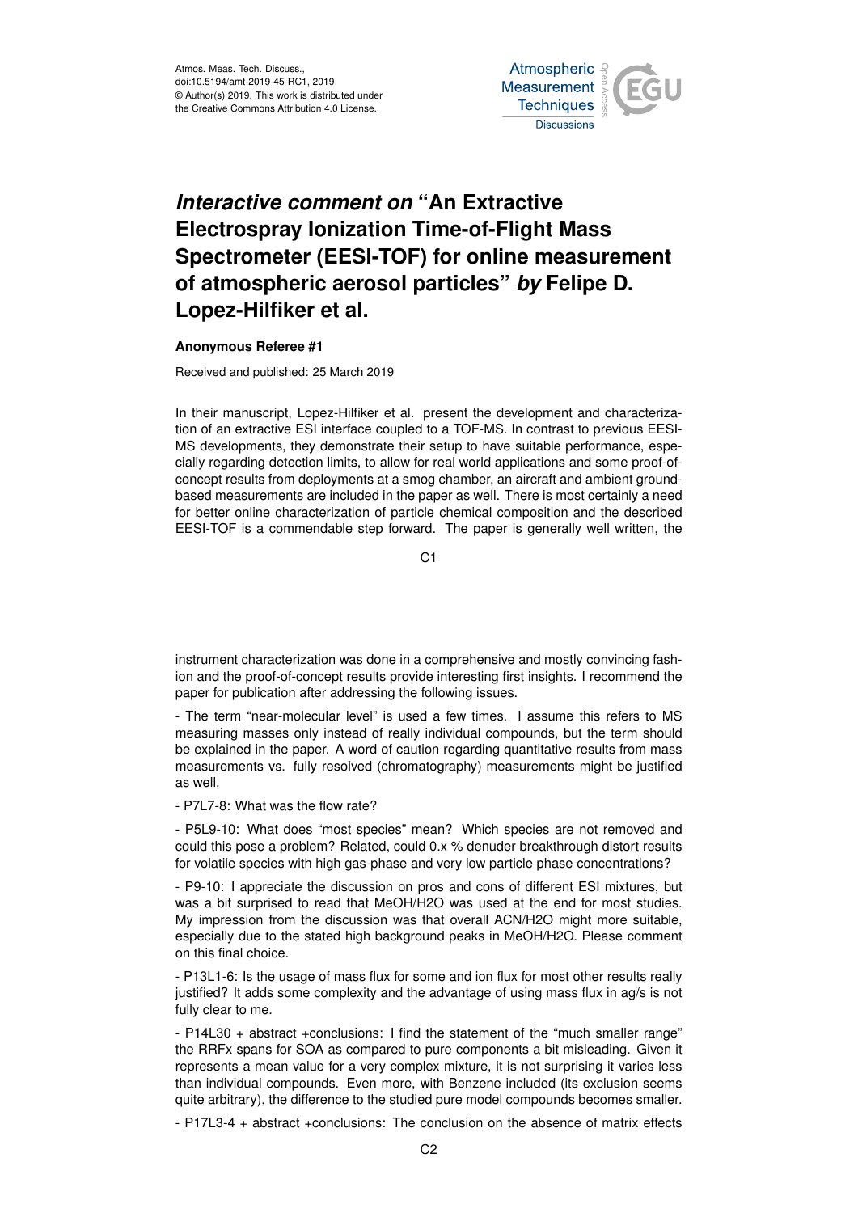# *Interactive comment on* "An Extractive Electrospray Ionization Time-of-Flight Mass Spectrometer (EESI-TOF) for online measurement of atmospheric aerosol particles" *by* Felipe D. Lopez-Hilfiker et al.

**Anonymous Referee #1**

Received and published: 25 March 2019

In their manuscript, Lopez-Hilfiker et al. present the development and characterization of an extractive ESI interface coupled to a TOF-MS. In contrast to previous EESI-MS developments, they demonstrate their setup to have suitable performance, especially regarding detection limits, to allow for real world applications and some proof-of-concept results from deployments at a smog chamber, an aircraft and ambient ground-based measurements are included in the paper as well. There is most certainly a need for better online characterization of particle chemical composition and the described EESI-TOF is a commendable step forward. The paper is generally well written, the instrument characterization was done in a comprehensive and mostly convincing fashion and the proof-of-concept results provide interesting first insights. I recommend the paper for publication after addressing the following issues.

- The term "near-molecular level" is used a few times. I assume this refers to MS measuring masses only instead of really individual compounds, but the term should be explained in the paper. A word of caution regarding quantitative results from mass measurements vs. fully resolved (chromatography) measurements might be justified as well.

- P7L7-8: What was the flow rate?

- P5L9-10: What does "most species" mean? Which species are not removed and could this pose a problem? Related, could 0.x % denuder breakthrough distort results for volatile species with high gas-phase and very low particle phase concentrations?

- P9-10: I appreciate the discussion on pros and cons of different ESI mixtures, but was a bit surprised to read that MeOH/H2O was used at the end for most studies. My impression from the discussion was that overall ACN/H2O might more suitable, especially due to the stated high background peaks in MeOH/H2O. Please comment on this final choice.

- P13L1-6: Is the usage of mass flux for some and ion flux for most other results really justified? It adds some complexity and the advantage of using mass flux in ag/s is not fully clear to me.

- P14L30 + abstract +conclusions: I find the statement of the "much smaller range" the RRFx spans for SOA as compared to pure components a bit misleading. Given it represents a mean value for a very complex mixture, it is not surprising it varies less than individual compounds. Even more, with Benzene included (its exclusion seems quite arbitrary), the difference to the studied pure model compounds becomes smaller.

- P17L3-4 + abstract +conclusions: The conclusion on the absence of matrix effects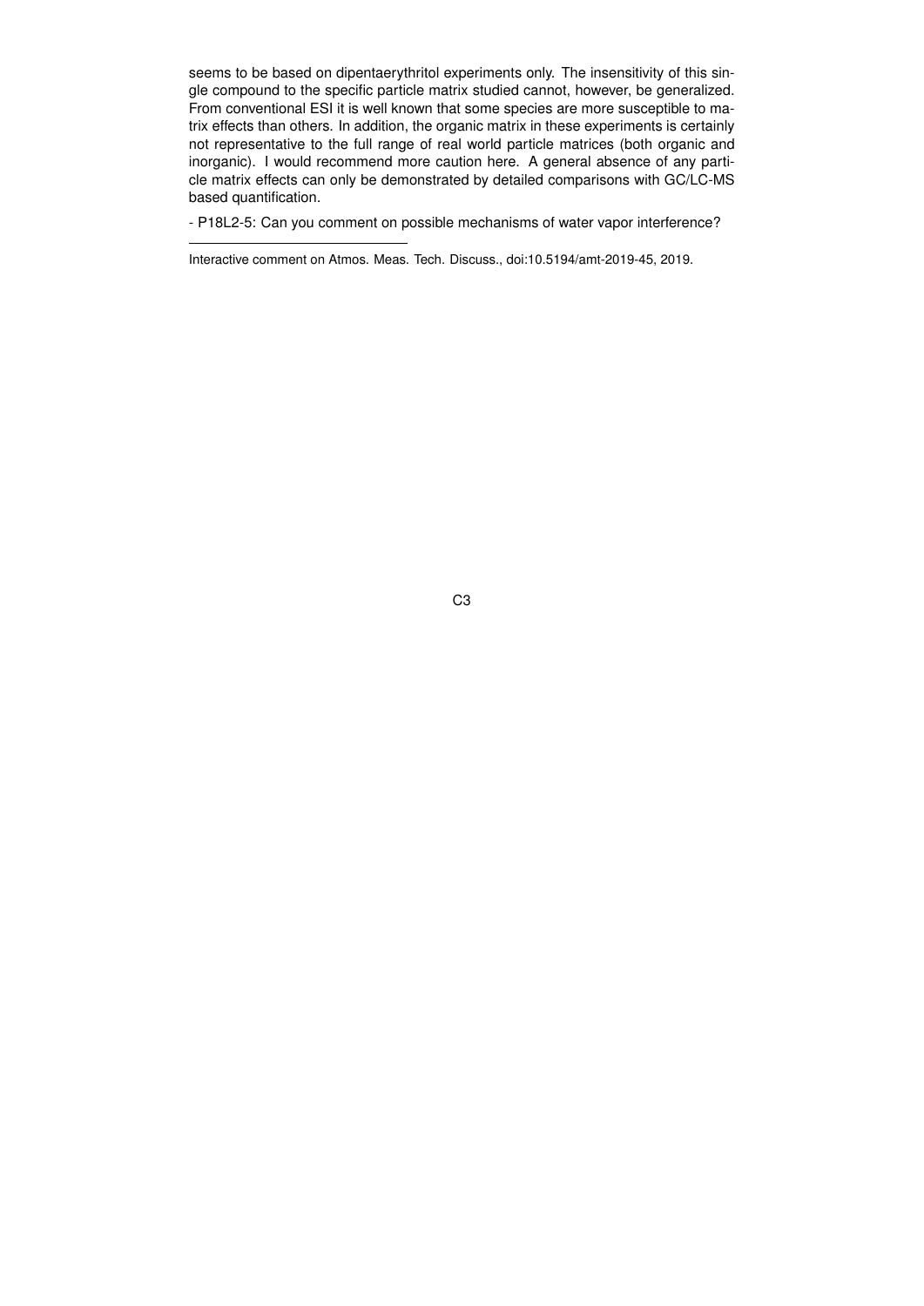seems to be based on dipentaerythritol experiments only. The insensitivity of this single compound to the specific particle matrix studied cannot, however, be generalized. From conventional ESI it is well known that some species are more susceptible to matrix effects than others. In addition, the organic matrix in these experiments is certainly not representative to the full range of real world particle matrices (both organic and inorganic). I would recommend more caution here. A general absence of any particle matrix effects can only be demonstrated by detailed comparisons with GC/LC-MS based quantification.

- P18L2-5: Can you comment on possible mechanisms of water vapor interference?

---

Interactive comment on Atmos. Meas. Tech. Discuss., doi:10.5194/amt-2019-45, 2019.